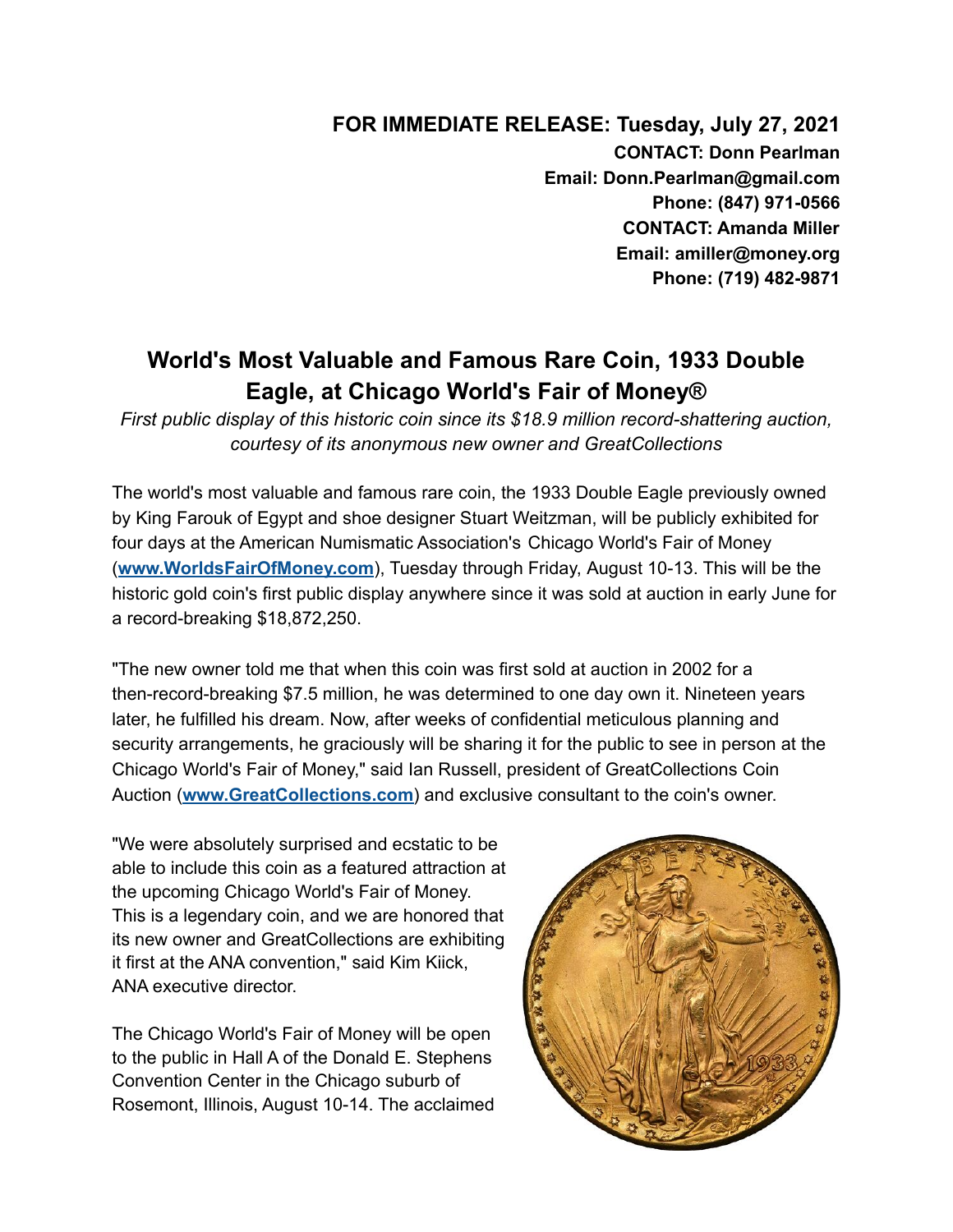**FOR IMMEDIATE RELEASE: Tuesday, July 27, 2021**

**CONTACT: Donn Pearlman**
**Email: Donn.Pearlman@gmail.com**
**Phone: (847) 971-0566**
**CONTACT: Amanda Miller**
**Email: amiller@money.org**
**Phone: (719) 482-9871**

# World's Most Valuable and Famous Rare Coin, 1933 Double Eagle, at Chicago World's Fair of Money®

*First public display of this historic coin since its $18.9 million record-shattering auction, courtesy of its anonymous new owner and GreatCollections*

The world's most valuable and famous rare coin, the 1933 Double Eagle previously owned by King Farouk of Egypt and shoe designer Stuart Weitzman, will be publicly exhibited for four days at the American Numismatic Association's Chicago World's Fair of Money (**www.WorldsFairOfMoney.com**), Tuesday through Friday, August 10-13. This will be the historic gold coin's first public display anywhere since it was sold at auction in early June for a record-breaking $18,872,250.

"The new owner told me that when this coin was first sold at auction in 2002 for a then-record-breaking $7.5 million, he was determined to one day own it. Nineteen years later, he fulfilled his dream. Now, after weeks of confidential meticulous planning and security arrangements, he graciously will be sharing it for the public to see in person at the Chicago World's Fair of Money," said Ian Russell, president of GreatCollections Coin Auction (**www.GreatCollections.com**) and exclusive consultant to the coin's owner.

"We were absolutely surprised and ecstatic to be able to include this coin as a featured attraction at the upcoming Chicago World's Fair of Money. This is a legendary coin, and we are honored that its new owner and GreatCollections are exhibiting it first at the ANA convention," said Kim Kiick, ANA executive director.

The Chicago World's Fair of Money will be open to the public in Hall A of the Donald E. Stephens Convention Center in the Chicago suburb of Rosemont, Illinois, August 10-14. The acclaimed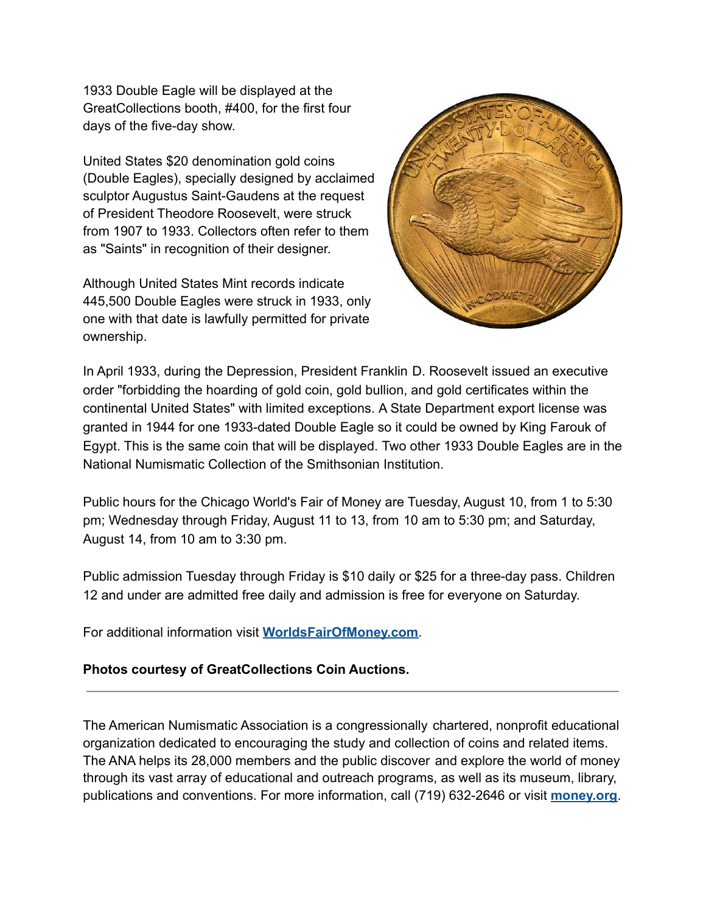1933 Double Eagle will be displayed at the GreatCollections booth, #400, for the first four days of the five-day show.

United States $20 denomination gold coins (Double Eagles), specially designed by acclaimed sculptor Augustus Saint-Gaudens at the request of President Theodore Roosevelt, were struck from 1907 to 1933. Collectors often refer to them as "Saints" in recognition of their designer.

Although United States Mint records indicate 445,500 Double Eagles were struck in 1933, only one with that date is lawfully permitted for private ownership.

In April 1933, during the Depression, President Franklin D. Roosevelt issued an executive order "forbidding the hoarding of gold coin, gold bullion, and gold certificates within the continental United States" with limited exceptions. A State Department export license was granted in 1944 for one 1933-dated Double Eagle so it could be owned by King Farouk of Egypt. This is the same coin that will be displayed. Two other 1933 Double Eagles are in the National Numismatic Collection of the Smithsonian Institution.

Public hours for the Chicago World's Fair of Money are Tuesday, August 10, from 1 to 5:30 pm; Wednesday through Friday, August 11 to 13, from 10 am to 5:30 pm; and Saturday, August 14, from 10 am to 3:30 pm.

Public admission Tuesday through Friday is $10 daily or $25 for a three-day pass. Children 12 and under are admitted free daily and admission is free for everyone on Saturday.

For additional information visit **WorldsFairOfMoney.com**.

**Photos courtesy of GreatCollections Coin Auctions.**

---

The American Numismatic Association is a congressionally chartered, nonprofit educational organization dedicated to encouraging the study and collection of coins and related items. The ANA helps its 28,000 members and the public discover and explore the world of money through its vast array of educational and outreach programs, as well as its museum, library, publications and conventions. For more information, call (719) 632-2646 or visit **money.org**.